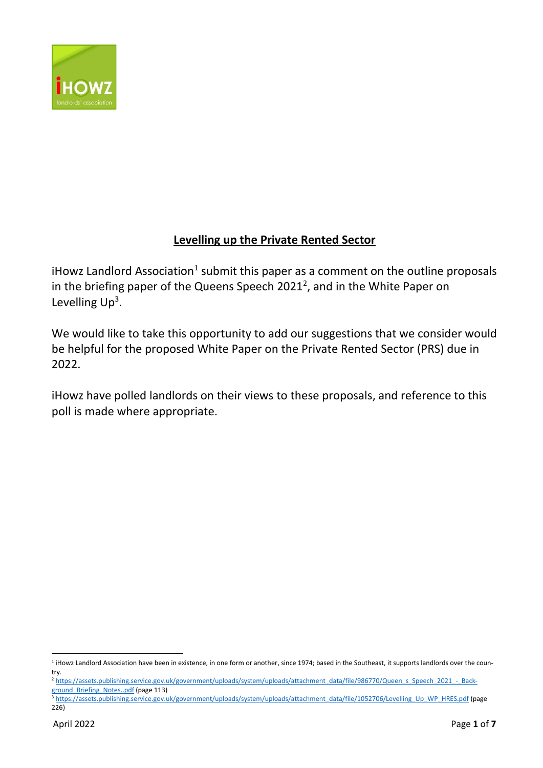# Levelling up the Private Rented Sector

iHowz Landlord Association[1] submit this paper as a comment on the outline proposals in the briefing paper of the Queens Speech 2021[2], and in the White Paper on Levelling Up[3].

We would like to take this opportunity to add our suggestions that we consider would be helpful for the proposed White Paper on the Private Rented Sector (PRS) due in 2022.

iHowz have polled landlords on their views to these proposals, and reference to this poll is made where appropriate.

---

[1] iHowz Landlord Association have been in existence, in one form or another, since 1974; based in the Southeast, it supports landlords over the country.

[2] https://assets.publishing.service.gov.uk/government/uploads/system/uploads/attachment_data/file/986770/Queen_s_Speech_2021_-_Background_Briefing_Notes..pdf (page 113)

[3] https://assets.publishing.service.gov.uk/government/uploads/system/uploads/attachment_data/file/1052706/Levelling_Up_WP_HRES.pdf (page 226)

April 2022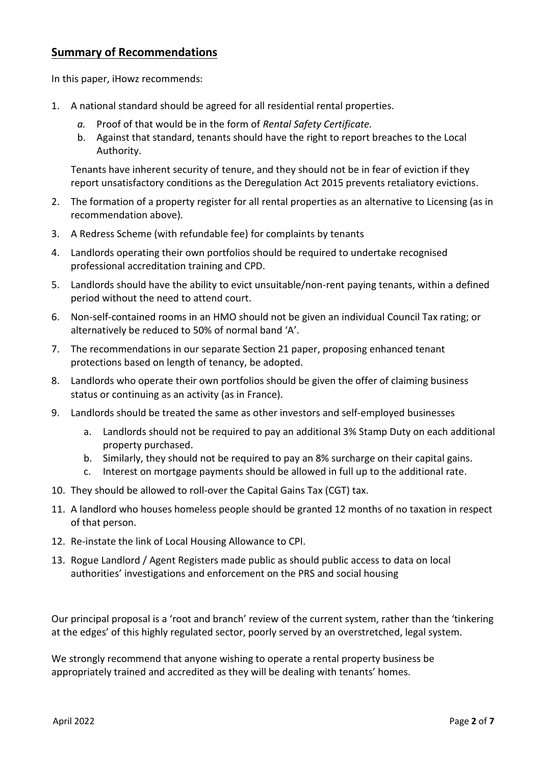## Summary of Recommendations

In this paper, iHowz recommends:

1. A national standard should be agreed for all residential rental properties.
   a. Proof of that would be in the form of *Rental Safety Certificate.*
   b. Against that standard, tenants should have the right to report breaches to the Local Authority.

   Tenants have inherent security of tenure, and they should not be in fear of eviction if they report unsatisfactory conditions as the Deregulation Act 2015 prevents retaliatory evictions.

2. The formation of a property register for all rental properties as an alternative to Licensing (as in recommendation above).
3. A Redress Scheme (with refundable fee) for complaints by tenants
4. Landlords operating their own portfolios should be required to undertake recognised professional accreditation training and CPD.
5. Landlords should have the ability to evict unsuitable/non-rent paying tenants, within a defined period without the need to attend court.
6. Non-self-contained rooms in an HMO should not be given an individual Council Tax rating; or alternatively be reduced to 50% of normal band 'A'.
7. The recommendations in our separate Section 21 paper, proposing enhanced tenant protections based on length of tenancy, be adopted.
8. Landlords who operate their own portfolios should be given the offer of claiming business status or continuing as an activity (as in France).
9. Landlords should be treated the same as other investors and self-employed businesses
   a. Landlords should not be required to pay an additional 3% Stamp Duty on each additional property purchased.
   b. Similarly, they should not be required to pay an 8% surcharge on their capital gains.
   c. Interest on mortgage payments should be allowed in full up to the additional rate.
10. They should be allowed to roll-over the Capital Gains Tax (CGT) tax.
11. A landlord who houses homeless people should be granted 12 months of no taxation in respect of that person.
12. Re-instate the link of Local Housing Allowance to CPI.
13. Rogue Landlord / Agent Registers made public as should public access to data on local authorities' investigations and enforcement on the PRS and social housing

Our principal proposal is a 'root and branch' review of the current system, rather than the 'tinkering at the edges' of this highly regulated sector, poorly served by an overstretched, legal system.

We strongly recommend that anyone wishing to operate a rental property business be appropriately trained and accredited as they will be dealing with tenants' homes.

April 2022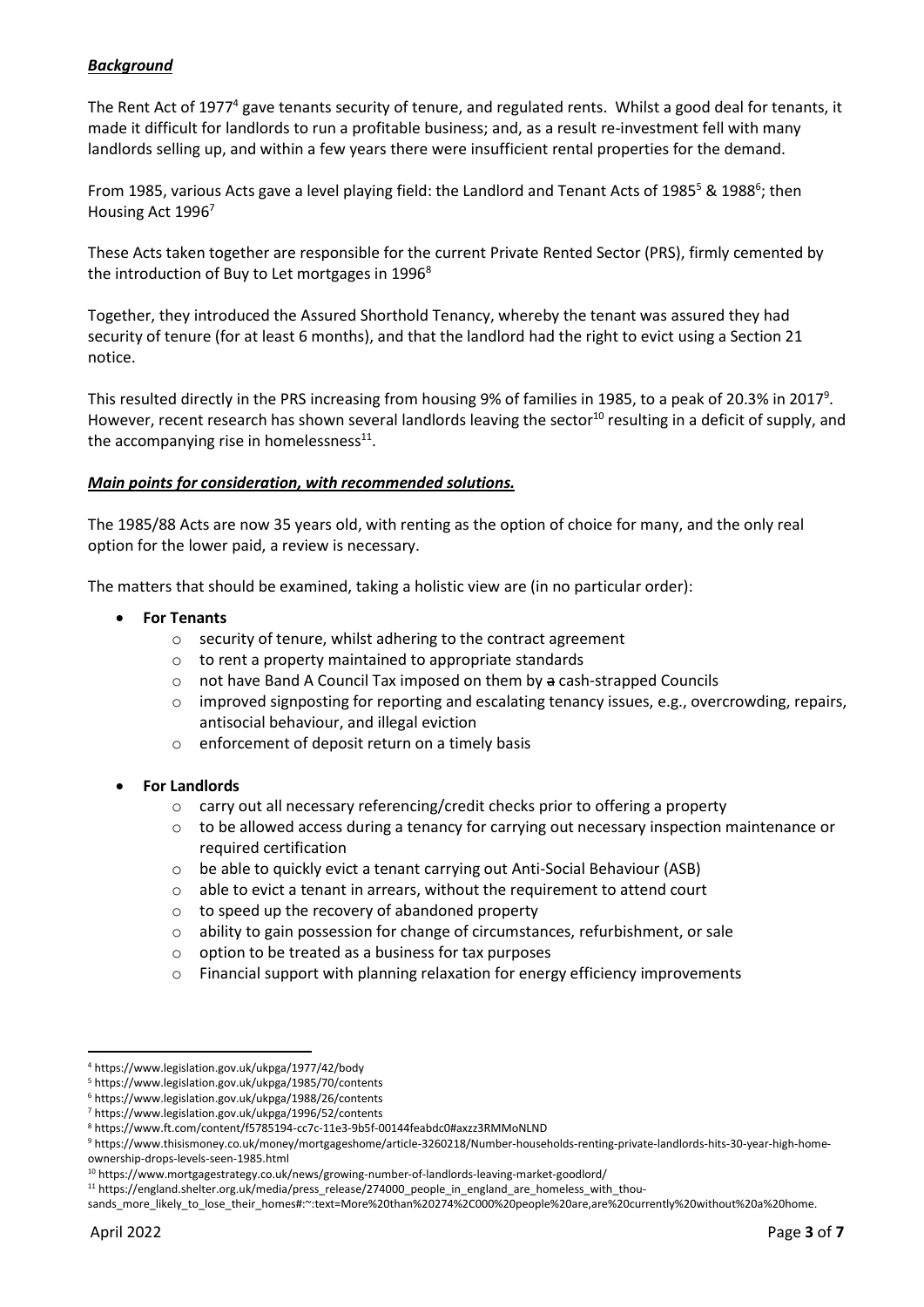***Background***

The Rent Act of 1977[4] gave tenants security of tenure, and regulated rents. Whilst a good deal for tenants, it made it difficult for landlords to run a profitable business; and, as a result re-investment fell with many landlords selling up, and within a few years there were insufficient rental properties for the demand.

From 1985, various Acts gave a level playing field: the Landlord and Tenant Acts of 1985[5] & 1988[6]; then Housing Act 1996[7]

These Acts taken together are responsible for the current Private Rented Sector (PRS), firmly cemented by the introduction of Buy to Let mortgages in 1996[8]

Together, they introduced the Assured Shorthold Tenancy, whereby the tenant was assured they had security of tenure (for at least 6 months), and that the landlord had the right to evict using a Section 21 notice.

This resulted directly in the PRS increasing from housing 9% of families in 1985, to a peak of 20.3% in 2017[9]. However, recent research has shown several landlords leaving the sector[10] resulting in a deficit of supply, and the accompanying rise in homelessness[11].

***Main points for consideration, with recommended solutions.***

The 1985/88 Acts are now 35 years old, with renting as the option of choice for many, and the only real option for the lower paid, a review is necessary.

The matters that should be examined, taking a holistic view are (in no particular order):

- **For Tenants**
  - security of tenure, whilst adhering to the contract agreement
  - to rent a property maintained to appropriate standards
  - not have Band A Council Tax imposed on them by ~~a~~ cash-strapped Councils
  - improved signposting for reporting and escalating tenancy issues, e.g., overcrowding, repairs, antisocial behaviour, and illegal eviction
  - enforcement of deposit return on a timely basis

- **For Landlords**
  - carry out all necessary referencing/credit checks prior to offering a property
  - to be allowed access during a tenancy for carrying out necessary inspection maintenance or required certification
  - be able to quickly evict a tenant carrying out Anti-Social Behaviour (ASB)
  - able to evict a tenant in arrears, without the requirement to attend court
  - to speed up the recovery of abandoned property
  - ability to gain possession for change of circumstances, refurbishment, or sale
  - option to be treated as a business for tax purposes
  - Financial support with planning relaxation for energy efficiency improvements

---

[4] https://www.legislation.gov.uk/ukpga/1977/42/body
[5] https://www.legislation.gov.uk/ukpga/1985/70/contents
[6] https://www.legislation.gov.uk/ukpga/1988/26/contents
[7] https://www.legislation.gov.uk/ukpga/1996/52/contents
[8] https://www.ft.com/content/f5785194-cc7c-11e3-9b5f-00144feabdc0#axzz3RMMoNLND
[9] https://www.thisismoney.co.uk/money/mortgageshome/article-3260218/Number-households-renting-private-landlords-hits-30-year-high-home-ownership-drops-levels-seen-1985.html
[10] https://www.mortgagestrategy.co.uk/news/growing-number-of-landlords-leaving-market-goodlord/
[11] https://england.shelter.org.uk/media/press_release/274000_people_in_england_are_homeless_with_thousands_more_likely_to_lose_their_homes#:~:text=More%20than%20274%2C000%20people%20are,are%20currently%20without%20a%20home.

April 2022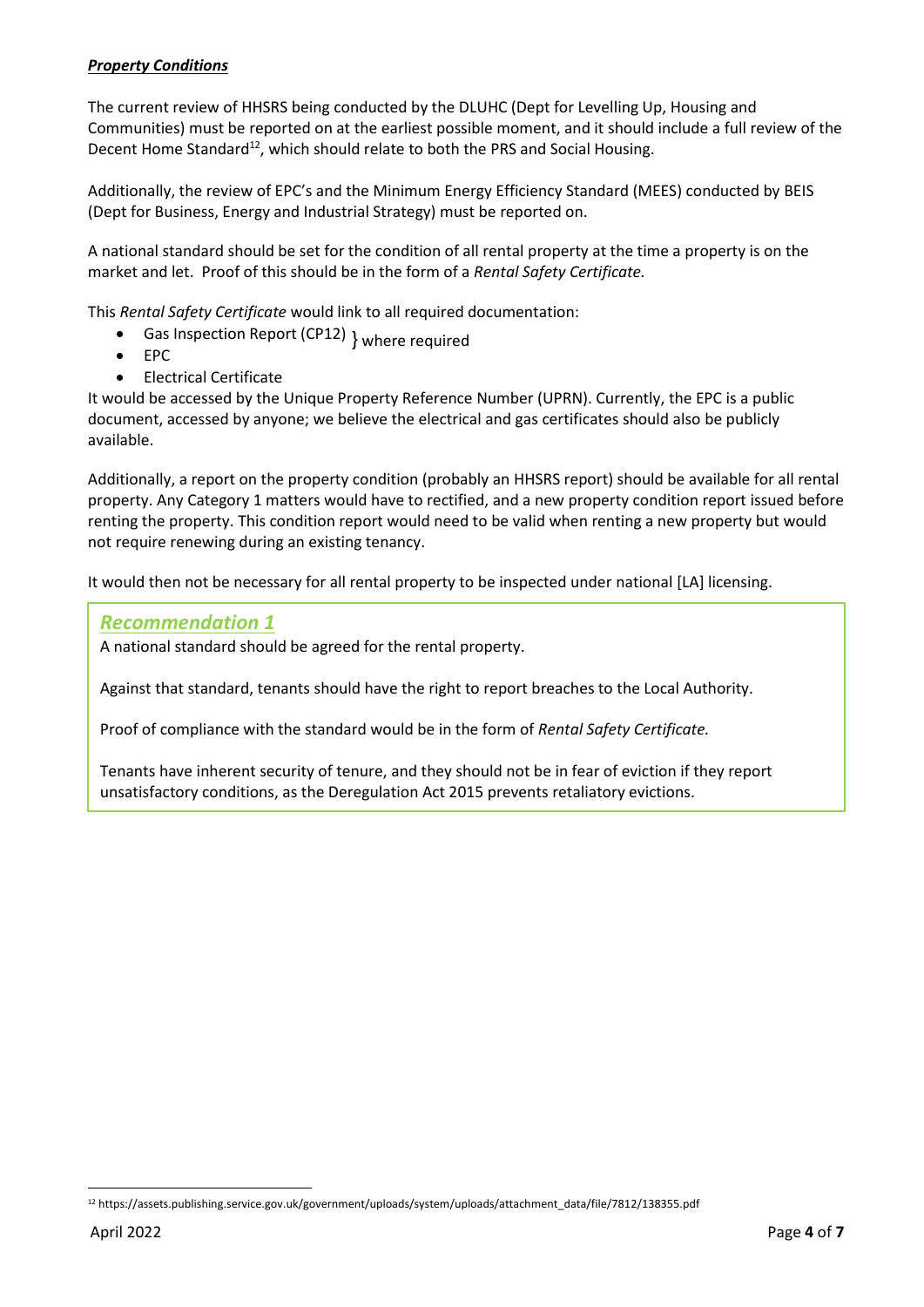***Property Conditions***

The current review of HHSRS being conducted by the DLUHC (Dept for Levelling Up, Housing and Communities) must be reported on at the earliest possible moment, and it should include a full review of the Decent Home Standard[12], which should relate to both the PRS and Social Housing.

Additionally, the review of EPC's and the Minimum Energy Efficiency Standard (MEES) conducted by BEIS (Dept for Business, Energy and Industrial Strategy) must be reported on.

A national standard should be set for the condition of all rental property at the time a property is on the market and let. Proof of this should be in the form of a *Rental Safety Certificate.*

This *Rental Safety Certificate* would link to all required documentation:

- Gas Inspection Report (CP12) } where required
- EPC
- Electrical Certificate

It would be accessed by the Unique Property Reference Number (UPRN). Currently, the EPC is a public document, accessed by anyone; we believe the electrical and gas certificates should also be publicly available.

Additionally, a report on the property condition (probably an HHSRS report) should be available for all rental property. Any Category 1 matters would have to rectified, and a new property condition report issued before renting the property. This condition report would need to be valid when renting a new property but would not require renewing during an existing tenancy.

It would then not be necessary for all rental property to be inspected under national [LA] licensing.

### *Recommendation 1*

A national standard should be agreed for the rental property.

Against that standard, tenants should have the right to report breaches to the Local Authority.

Proof of compliance with the standard would be in the form of *Rental Safety Certificate.*

Tenants have inherent security of tenure, and they should not be in fear of eviction if they report unsatisfactory conditions, as the Deregulation Act 2015 prevents retaliatory evictions.

[12] https://assets.publishing.service.gov.uk/government/uploads/system/uploads/attachment_data/file/7812/138355.pdf

April 2022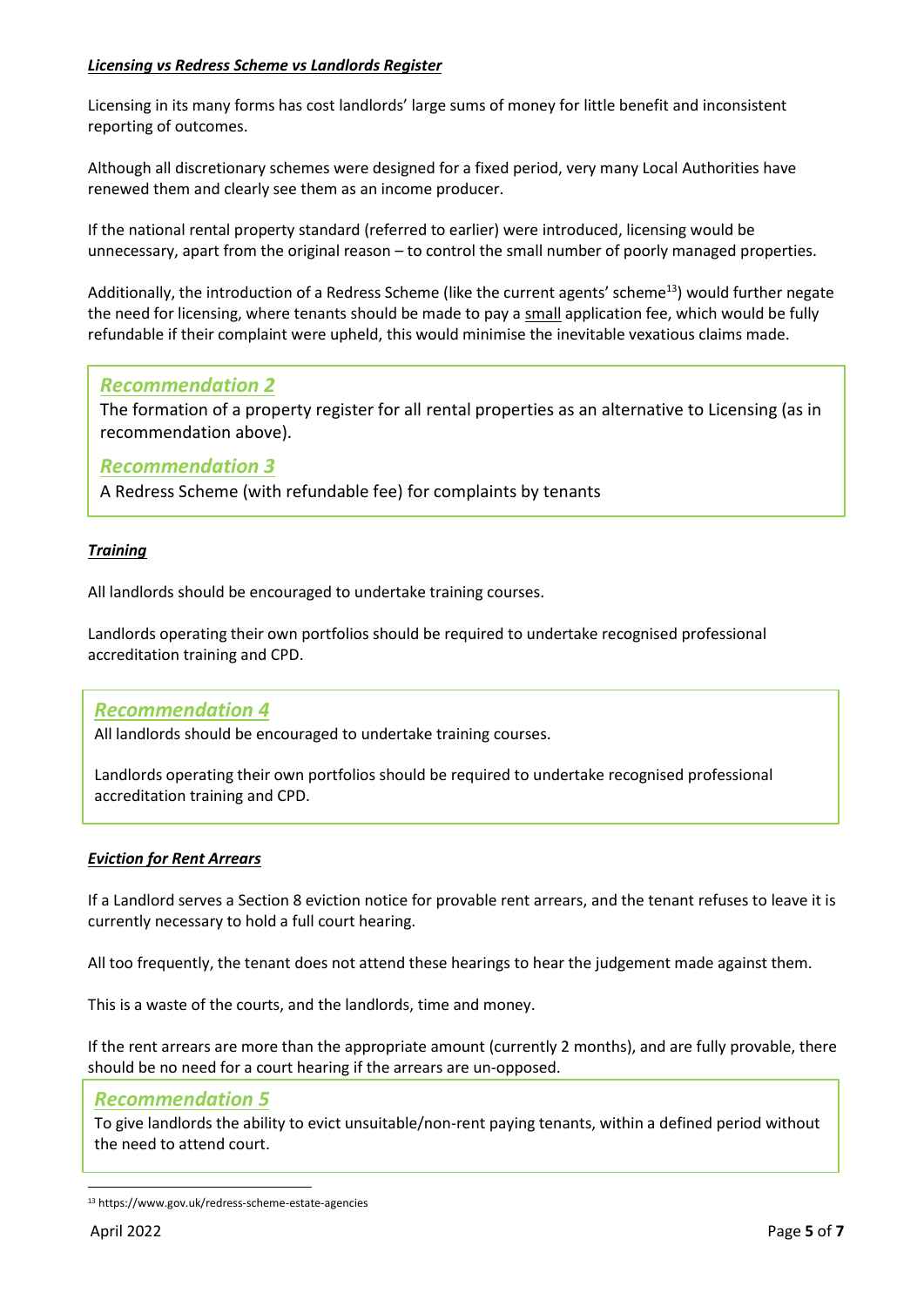***Licensing vs Redress Scheme vs Landlords Register***

Licensing in its many forms has cost landlords' large sums of money for little benefit and inconsistent reporting of outcomes.

Although all discretionary schemes were designed for a fixed period, very many Local Authorities have renewed them and clearly see them as an income producer.

If the national rental property standard (referred to earlier) were introduced, licensing would be unnecessary, apart from the original reason – to control the small number of poorly managed properties.

Additionally, the introduction of a Redress Scheme (like the current agents' scheme[13]) would further negate the need for licensing, where tenants should be made to pay a small application fee, which would be fully refundable if their complaint were upheld, this would minimise the inevitable vexatious claims made.

> ***Recommendation 2***
>
> The formation of a property register for all rental properties as an alternative to Licensing (as in recommendation above).
>
> ***Recommendation 3***
>
> A Redress Scheme (with refundable fee) for complaints by tenants

***Training***

All landlords should be encouraged to undertake training courses.

Landlords operating their own portfolios should be required to undertake recognised professional accreditation training and CPD.

> ***Recommendation 4***
>
> All landlords should be encouraged to undertake training courses.
>
> Landlords operating their own portfolios should be required to undertake recognised professional accreditation training and CPD.

***Eviction for Rent Arrears***

If a Landlord serves a Section 8 eviction notice for provable rent arrears, and the tenant refuses to leave it is currently necessary to hold a full court hearing.

All too frequently, the tenant does not attend these hearings to hear the judgement made against them.

This is a waste of the courts, and the landlords, time and money.

If the rent arrears are more than the appropriate amount (currently 2 months), and are fully provable, there should be no need for a court hearing if the arrears are un-opposed.

> ***Recommendation 5***
>
> To give landlords the ability to evict unsuitable/non-rent paying tenants, within a defined period without the need to attend court.

[13] https://www.gov.uk/redress-scheme-estate-agencies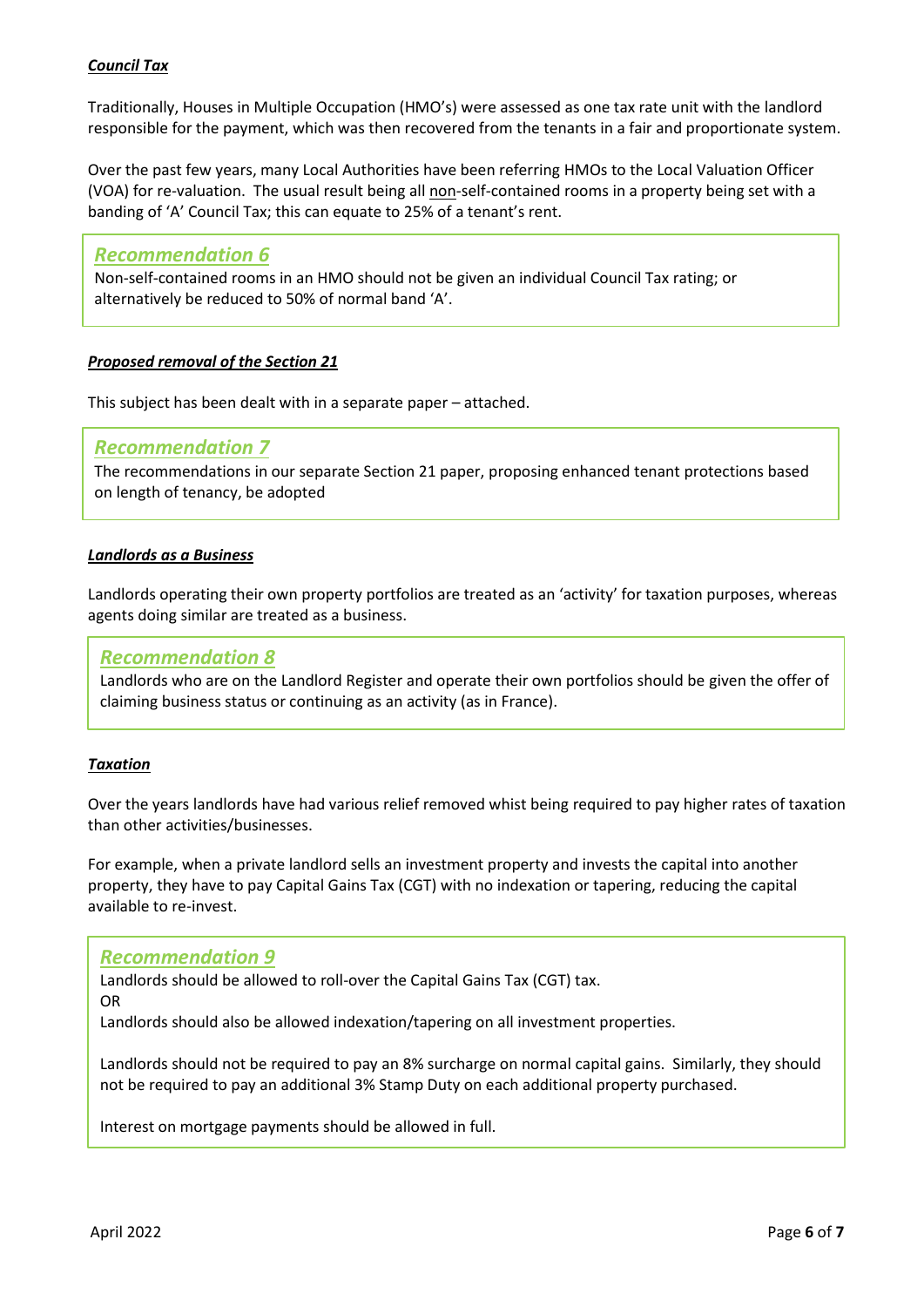***Council Tax***

Traditionally, Houses in Multiple Occupation (HMO's) were assessed as one tax rate unit with the landlord responsible for the payment, which was then recovered from the tenants in a fair and proportionate system.

Over the past few years, many Local Authorities have been referring HMOs to the Local Valuation Officer (VOA) for re-valuation. The usual result being all non-self-contained rooms in a property being set with a banding of 'A' Council Tax; this can equate to 25% of a tenant's rent.

> ***Recommendation 6***
>
> Non-self-contained rooms in an HMO should not be given an individual Council Tax rating; or alternatively be reduced to 50% of normal band 'A'.

***Proposed removal of the Section 21***

This subject has been dealt with in a separate paper – attached.

> ***Recommendation 7***
>
> The recommendations in our separate Section 21 paper, proposing enhanced tenant protections based on length of tenancy, be adopted

***Landlords as a Business***

Landlords operating their own property portfolios are treated as an 'activity' for taxation purposes, whereas agents doing similar are treated as a business.

> ***Recommendation 8***
>
> Landlords who are on the Landlord Register and operate their own portfolios should be given the offer of claiming business status or continuing as an activity (as in France).

***Taxation***

Over the years landlords have had various relief removed whist being required to pay higher rates of taxation than other activities/businesses.

For example, when a private landlord sells an investment property and invests the capital into another property, they have to pay Capital Gains Tax (CGT) with no indexation or tapering, reducing the capital available to re-invest.

> ***Recommendation 9***
>
> Landlords should be allowed to roll-over the Capital Gains Tax (CGT) tax.
> OR
> Landlords should also be allowed indexation/tapering on all investment properties.
>
> Landlords should not be required to pay an 8% surcharge on normal capital gains. Similarly, they should not be required to pay an additional 3% Stamp Duty on each additional property purchased.
>
> Interest on mortgage payments should be allowed in full.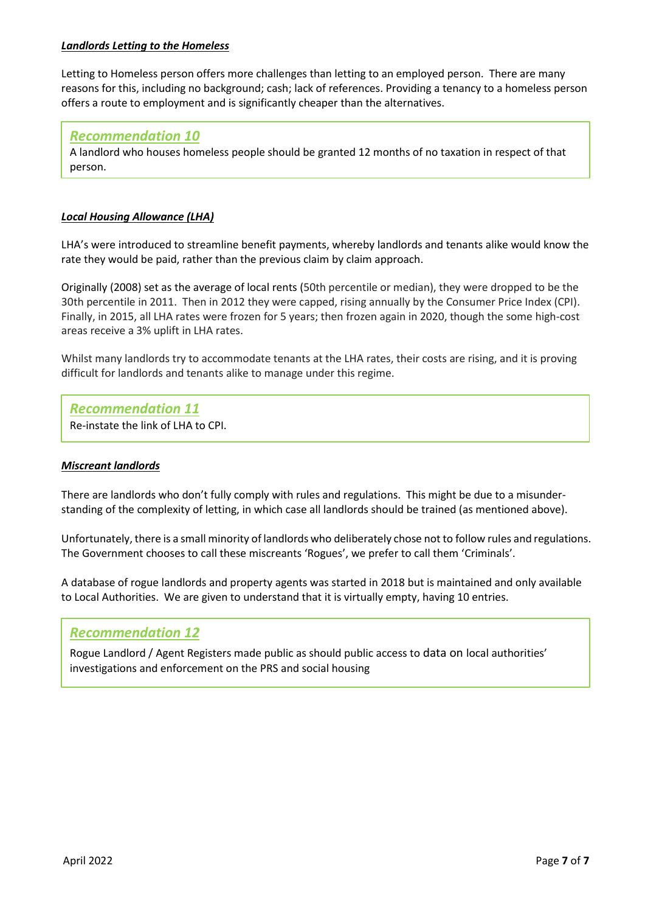***Landlords Letting to the Homeless***

Letting to Homeless person offers more challenges than letting to an employed person. There are many reasons for this, including no background; cash; lack of references. Providing a tenancy to a homeless person offers a route to employment and is significantly cheaper than the alternatives.

> ***Recommendation 10***
>
> A landlord who houses homeless people should be granted 12 months of no taxation in respect of that person.

***Local Housing Allowance (LHA)***

LHA's were introduced to streamline benefit payments, whereby landlords and tenants alike would know the rate they would be paid, rather than the previous claim by claim approach.

Originally (2008) set as the average of local rents (50th percentile or median), they were dropped to be the 30th percentile in 2011. Then in 2012 they were capped, rising annually by the Consumer Price Index (CPI). Finally, in 2015, all LHA rates were frozen for 5 years; then frozen again in 2020, though the some high-cost areas receive a 3% uplift in LHA rates.

Whilst many landlords try to accommodate tenants at the LHA rates, their costs are rising, and it is proving difficult for landlords and tenants alike to manage under this regime.

> ***Recommendation 11***
>
> Re-instate the link of LHA to CPI.

***Miscreant landlords***

There are landlords who don't fully comply with rules and regulations. This might be due to a misunder-standing of the complexity of letting, in which case all landlords should be trained (as mentioned above).

Unfortunately, there is a small minority of landlords who deliberately chose not to follow rules and regulations. The Government chooses to call these miscreants 'Rogues', we prefer to call them 'Criminals'.

A database of rogue landlords and property agents was started in 2018 but is maintained and only available to Local Authorities. We are given to understand that it is virtually empty, having 10 entries.

> ***Recommendation 12***
>
> Rogue Landlord / Agent Registers made public as should public access to data on local authorities' investigations and enforcement on the PRS and social housing

April 2022